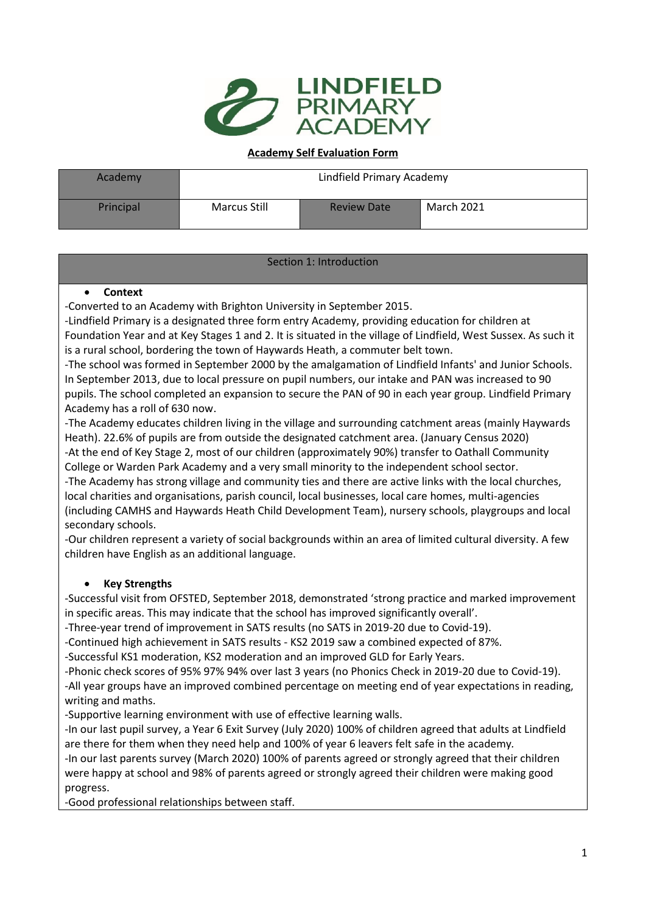**Academy Self Evaluation Form**

| Academy | Lindfield Primary Academy | | |
|---|---|---|---|
| Principal | Marcus Still | Review Date | March 2021 |

## Section 1: Introduction

- **Context**

-Converted to an Academy with Brighton University in September 2015.

-Lindfield Primary is a designated three form entry Academy, providing education for children at Foundation Year and at Key Stages 1 and 2. It is situated in the village of Lindfield, West Sussex. As such it is a rural school, bordering the town of Haywards Heath, a commuter belt town.

-The school was formed in September 2000 by the amalgamation of Lindfield Infants' and Junior Schools. In September 2013, due to local pressure on pupil numbers, our intake and PAN was increased to 90 pupils. The school completed an expansion to secure the PAN of 90 in each year group. Lindfield Primary Academy has a roll of 630 now.

-The Academy educates children living in the village and surrounding catchment areas (mainly Haywards Heath). 22.6% of pupils are from outside the designated catchment area. (January Census 2020)

-At the end of Key Stage 2, most of our children (approximately 90%) transfer to Oathall Community College or Warden Park Academy and a very small minority to the independent school sector.

-The Academy has strong village and community ties and there are active links with the local churches, local charities and organisations, parish council, local businesses, local care homes, multi-agencies (including CAMHS and Haywards Heath Child Development Team), nursery schools, playgroups and local secondary schools.

-Our children represent a variety of social backgrounds within an area of limited cultural diversity. A few children have English as an additional language.

- **Key Strengths**

-Successful visit from OFSTED, September 2018, demonstrated 'strong practice and marked improvement in specific areas. This may indicate that the school has improved significantly overall'.

-Three-year trend of improvement in SATS results (no SATS in 2019-20 due to Covid-19).

-Continued high achievement in SATS results - KS2 2019 saw a combined expected of 87%.

-Successful KS1 moderation, KS2 moderation and an improved GLD for Early Years.

-Phonic check scores of 95% 97% 94% over last 3 years (no Phonics Check in 2019-20 due to Covid-19).

-All year groups have an improved combined percentage on meeting end of year expectations in reading, writing and maths.

-Supportive learning environment with use of effective learning walls.

-In our last pupil survey, a Year 6 Exit Survey (July 2020) 100% of children agreed that adults at Lindfield are there for them when they need help and 100% of year 6 leavers felt safe in the academy.

-In our last parents survey (March 2020) 100% of parents agreed or strongly agreed that their children were happy at school and 98% of parents agreed or strongly agreed their children were making good progress.

-Good professional relationships between staff.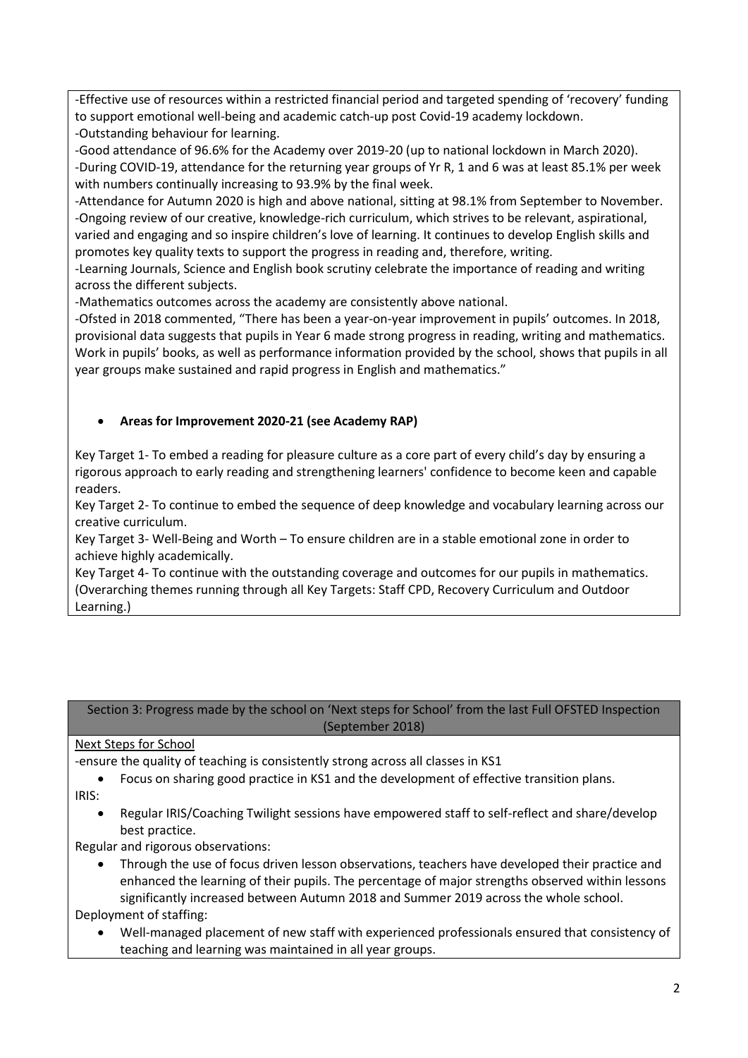-Effective use of resources within a restricted financial period and targeted spending of 'recovery' funding to support emotional well-being and academic catch-up post Covid-19 academy lockdown.
-Outstanding behaviour for learning.
-Good attendance of 96.6% for the Academy over 2019-20 (up to national lockdown in March 2020).
-During COVID-19, attendance for the returning year groups of Yr R, 1 and 6 was at least 85.1% per week with numbers continually increasing to 93.9% by the final week.
-Attendance for Autumn 2020 is high and above national, sitting at 98.1% from September to November.
-Ongoing review of our creative, knowledge-rich curriculum, which strives to be relevant, aspirational, varied and engaging and so inspire children's love of learning. It continues to develop English skills and promotes key quality texts to support the progress in reading and, therefore, writing.
-Learning Journals, Science and English book scrutiny celebrate the importance of reading and writing across the different subjects.
-Mathematics outcomes across the academy are consistently above national.
-Ofsted in 2018 commented, "There has been a year-on-year improvement in pupils' outcomes. In 2018, provisional data suggests that pupils in Year 6 made strong progress in reading, writing and mathematics. Work in pupils' books, as well as performance information provided by the school, shows that pupils in all year groups make sustained and rapid progress in English and mathematics."

- **Areas for Improvement 2020-21 (see Academy RAP)**

Key Target 1- To embed a reading for pleasure culture as a core part of every child's day by ensuring a rigorous approach to early reading and strengthening learners' confidence to become keen and capable readers.
Key Target 2- To continue to embed the sequence of deep knowledge and vocabulary learning across our creative curriculum.
Key Target 3- Well-Being and Worth – To ensure children are in a stable emotional zone in order to achieve highly academically.
Key Target 4- To continue with the outstanding coverage and outcomes for our pupils in mathematics.
(Overarching themes running through all Key Targets: Staff CPD, Recovery Curriculum and Outdoor Learning.)

## Section 3: Progress made by the school on 'Next steps for School' from the last Full OFSTED Inspection (September 2018)

Next Steps for School

-ensure the quality of teaching is consistently strong across all classes in KS1

- Focus on sharing good practice in KS1 and the development of effective transition plans.

IRIS:

- Regular IRIS/Coaching Twilight sessions have empowered staff to self-reflect and share/develop best practice.

Regular and rigorous observations:

- Through the use of focus driven lesson observations, teachers have developed their practice and enhanced the learning of their pupils. The percentage of major strengths observed within lessons significantly increased between Autumn 2018 and Summer 2019 across the whole school.

Deployment of staffing:

- Well-managed placement of new staff with experienced professionals ensured that consistency of teaching and learning was maintained in all year groups.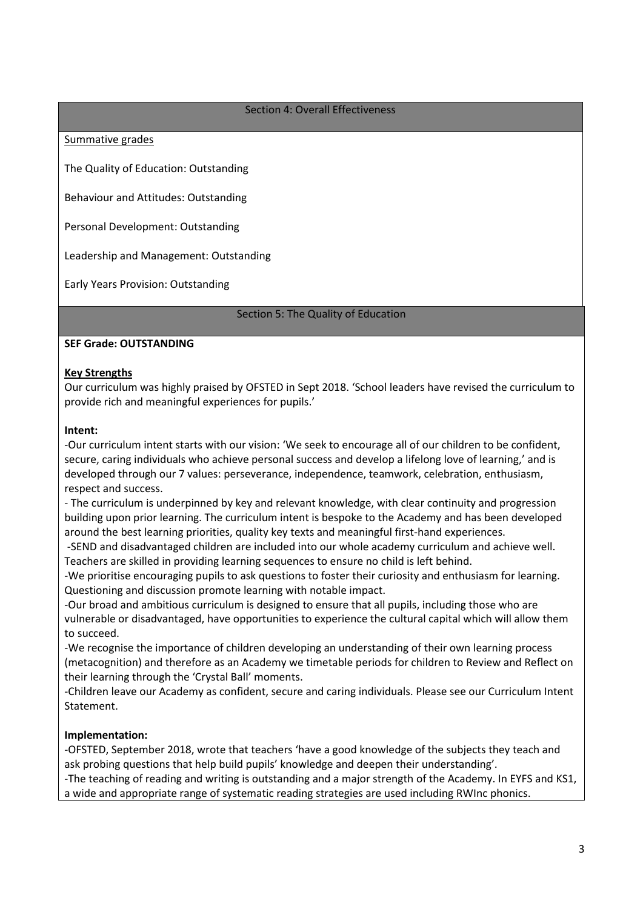## Section 4: Overall Effectiveness

Summative grades

The Quality of Education: Outstanding

Behaviour and Attitudes: Outstanding

Personal Development: Outstanding

Leadership and Management: Outstanding

Early Years Provision: Outstanding

## Section 5: The Quality of Education

**SEF Grade: OUTSTANDING**

**Key Strengths**

Our curriculum was highly praised by OFSTED in Sept 2018. 'School leaders have revised the curriculum to provide rich and meaningful experiences for pupils.'

**Intent:**

-Our curriculum intent starts with our vision: 'We seek to encourage all of our children to be confident, secure, caring individuals who achieve personal success and develop a lifelong love of learning,' and is developed through our 7 values: perseverance, independence, teamwork, celebration, enthusiasm, respect and success.

- The curriculum is underpinned by key and relevant knowledge, with clear continuity and progression building upon prior learning. The curriculum intent is bespoke to the Academy and has been developed around the best learning priorities, quality key texts and meaningful first-hand experiences.

-SEND and disadvantaged children are included into our whole academy curriculum and achieve well. Teachers are skilled in providing learning sequences to ensure no child is left behind.

-We prioritise encouraging pupils to ask questions to foster their curiosity and enthusiasm for learning. Questioning and discussion promote learning with notable impact.

-Our broad and ambitious curriculum is designed to ensure that all pupils, including those who are vulnerable or disadvantaged, have opportunities to experience the cultural capital which will allow them to succeed.

-We recognise the importance of children developing an understanding of their own learning process (metacognition) and therefore as an Academy we timetable periods for children to Review and Reflect on their learning through the 'Crystal Ball' moments.

-Children leave our Academy as confident, secure and caring individuals. Please see our Curriculum Intent Statement.

**Implementation:**

-OFSTED, September 2018, wrote that teachers 'have a good knowledge of the subjects they teach and ask probing questions that help build pupils' knowledge and deepen their understanding'.

-The teaching of reading and writing is outstanding and a major strength of the Academy. In EYFS and KS1, a wide and appropriate range of systematic reading strategies are used including RWInc phonics.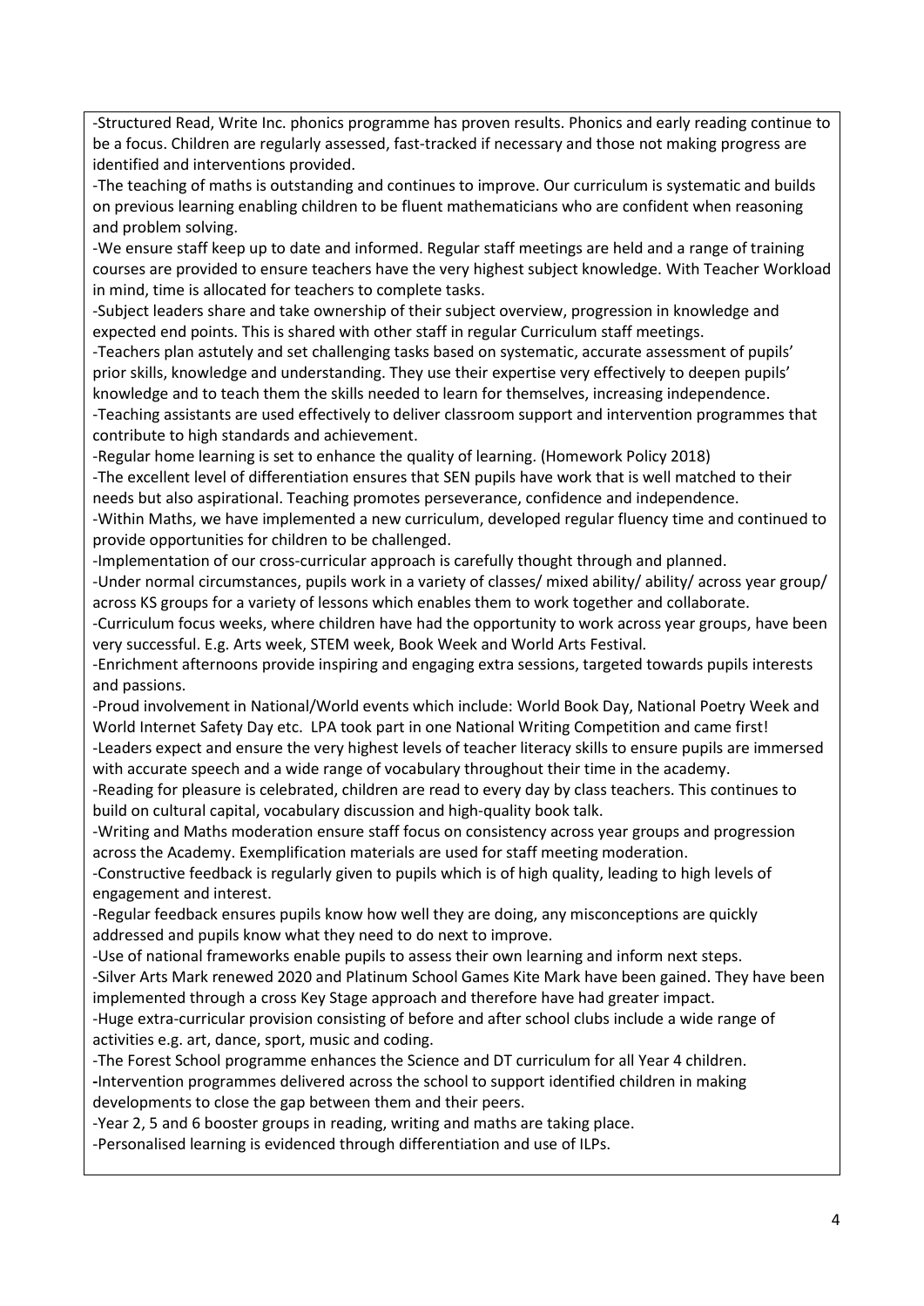-Structured Read, Write Inc. phonics programme has proven results. Phonics and early reading continue to be a focus. Children are regularly assessed, fast-tracked if necessary and those not making progress are identified and interventions provided.

-The teaching of maths is outstanding and continues to improve. Our curriculum is systematic and builds on previous learning enabling children to be fluent mathematicians who are confident when reasoning and problem solving.

-We ensure staff keep up to date and informed. Regular staff meetings are held and a range of training courses are provided to ensure teachers have the very highest subject knowledge. With Teacher Workload in mind, time is allocated for teachers to complete tasks.

-Subject leaders share and take ownership of their subject overview, progression in knowledge and expected end points. This is shared with other staff in regular Curriculum staff meetings.

-Teachers plan astutely and set challenging tasks based on systematic, accurate assessment of pupils' prior skills, knowledge and understanding. They use their expertise very effectively to deepen pupils' knowledge and to teach them the skills needed to learn for themselves, increasing independence.

-Teaching assistants are used effectively to deliver classroom support and intervention programmes that contribute to high standards and achievement.

-Regular home learning is set to enhance the quality of learning. (Homework Policy 2018)

-The excellent level of differentiation ensures that SEN pupils have work that is well matched to their needs but also aspirational. Teaching promotes perseverance, confidence and independence.

-Within Maths, we have implemented a new curriculum, developed regular fluency time and continued to provide opportunities for children to be challenged.

-Implementation of our cross-curricular approach is carefully thought through and planned.

-Under normal circumstances, pupils work in a variety of classes/ mixed ability/ ability/ across year group/ across KS groups for a variety of lessons which enables them to work together and collaborate.

-Curriculum focus weeks, where children have had the opportunity to work across year groups, have been very successful. E.g. Arts week, STEM week, Book Week and World Arts Festival.

-Enrichment afternoons provide inspiring and engaging extra sessions, targeted towards pupils interests and passions.

-Proud involvement in National/World events which include: World Book Day, National Poetry Week and World Internet Safety Day etc. LPA took part in one National Writing Competition and came first!

-Leaders expect and ensure the very highest levels of teacher literacy skills to ensure pupils are immersed with accurate speech and a wide range of vocabulary throughout their time in the academy.

-Reading for pleasure is celebrated, children are read to every day by class teachers. This continues to build on cultural capital, vocabulary discussion and high-quality book talk.

-Writing and Maths moderation ensure staff focus on consistency across year groups and progression across the Academy. Exemplification materials are used for staff meeting moderation.

-Constructive feedback is regularly given to pupils which is of high quality, leading to high levels of engagement and interest.

-Regular feedback ensures pupils know how well they are doing, any misconceptions are quickly addressed and pupils know what they need to do next to improve.

-Use of national frameworks enable pupils to assess their own learning and inform next steps.

-Silver Arts Mark renewed 2020 and Platinum School Games Kite Mark have been gained. They have been implemented through a cross Key Stage approach and therefore have had greater impact.

-Huge extra-curricular provision consisting of before and after school clubs include a wide range of activities e.g. art, dance, sport, music and coding.

-The Forest School programme enhances the Science and DT curriculum for all Year 4 children.

-Intervention programmes delivered across the school to support identified children in making developments to close the gap between them and their peers.

-Year 2, 5 and 6 booster groups in reading, writing and maths are taking place.

-Personalised learning is evidenced through differentiation and use of ILPs.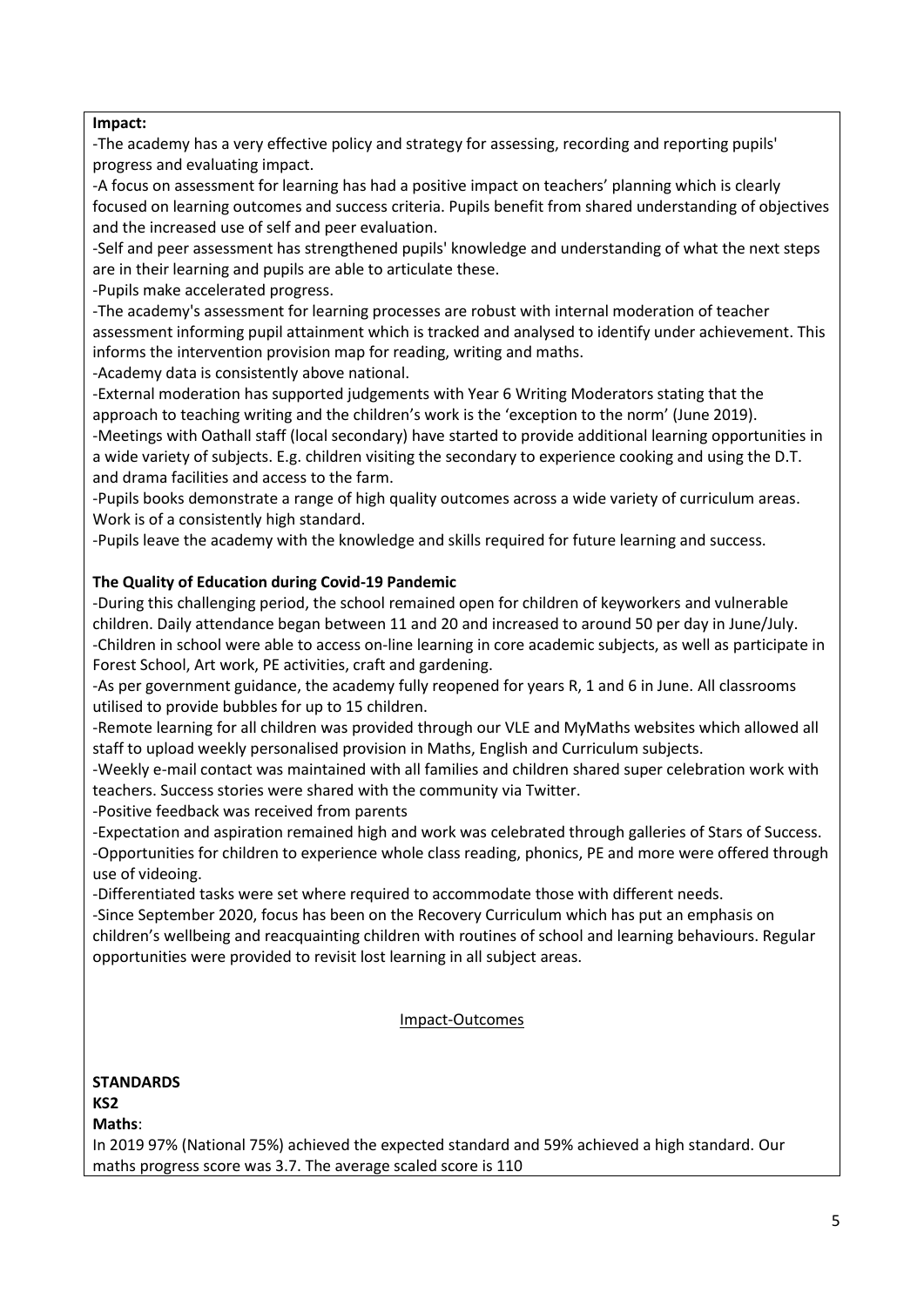**Impact:**

-The academy has a very effective policy and strategy for assessing, recording and reporting pupils' progress and evaluating impact.

-A focus on assessment for learning has had a positive impact on teachers' planning which is clearly focused on learning outcomes and success criteria. Pupils benefit from shared understanding of objectives and the increased use of self and peer evaluation.

-Self and peer assessment has strengthened pupils' knowledge and understanding of what the next steps are in their learning and pupils are able to articulate these.

-Pupils make accelerated progress.

-The academy's assessment for learning processes are robust with internal moderation of teacher assessment informing pupil attainment which is tracked and analysed to identify under achievement. This informs the intervention provision map for reading, writing and maths.

-Academy data is consistently above national.

-External moderation has supported judgements with Year 6 Writing Moderators stating that the approach to teaching writing and the children's work is the 'exception to the norm' (June 2019).

-Meetings with Oathall staff (local secondary) have started to provide additional learning opportunities in a wide variety of subjects. E.g. children visiting the secondary to experience cooking and using the D.T. and drama facilities and access to the farm.

-Pupils books demonstrate a range of high quality outcomes across a wide variety of curriculum areas. Work is of a consistently high standard.

-Pupils leave the academy with the knowledge and skills required for future learning and success.

**The Quality of Education during Covid-19 Pandemic**

-During this challenging period, the school remained open for children of keyworkers and vulnerable children. Daily attendance began between 11 and 20 and increased to around 50 per day in June/July.

-Children in school were able to access on-line learning in core academic subjects, as well as participate in Forest School, Art work, PE activities, craft and gardening.

-As per government guidance, the academy fully reopened for years R, 1 and 6 in June. All classrooms utilised to provide bubbles for up to 15 children.

-Remote learning for all children was provided through our VLE and MyMaths websites which allowed all staff to upload weekly personalised provision in Maths, English and Curriculum subjects.

-Weekly e-mail contact was maintained with all families and children shared super celebration work with teachers. Success stories were shared with the community via Twitter.

-Positive feedback was received from parents

-Expectation and aspiration remained high and work was celebrated through galleries of Stars of Success.

-Opportunities for children to experience whole class reading, phonics, PE and more were offered through use of videoing.

-Differentiated tasks were set where required to accommodate those with different needs.

-Since September 2020, focus has been on the Recovery Curriculum which has put an emphasis on children's wellbeing and reacquainting children with routines of school and learning behaviours. Regular opportunities were provided to revisit lost learning in all subject areas.

Impact-Outcomes

**STANDARDS**

**KS2**

**Maths**:

In 2019 97% (National 75%) achieved the expected standard and 59% achieved a high standard. Our maths progress score was 3.7. The average scaled score is 110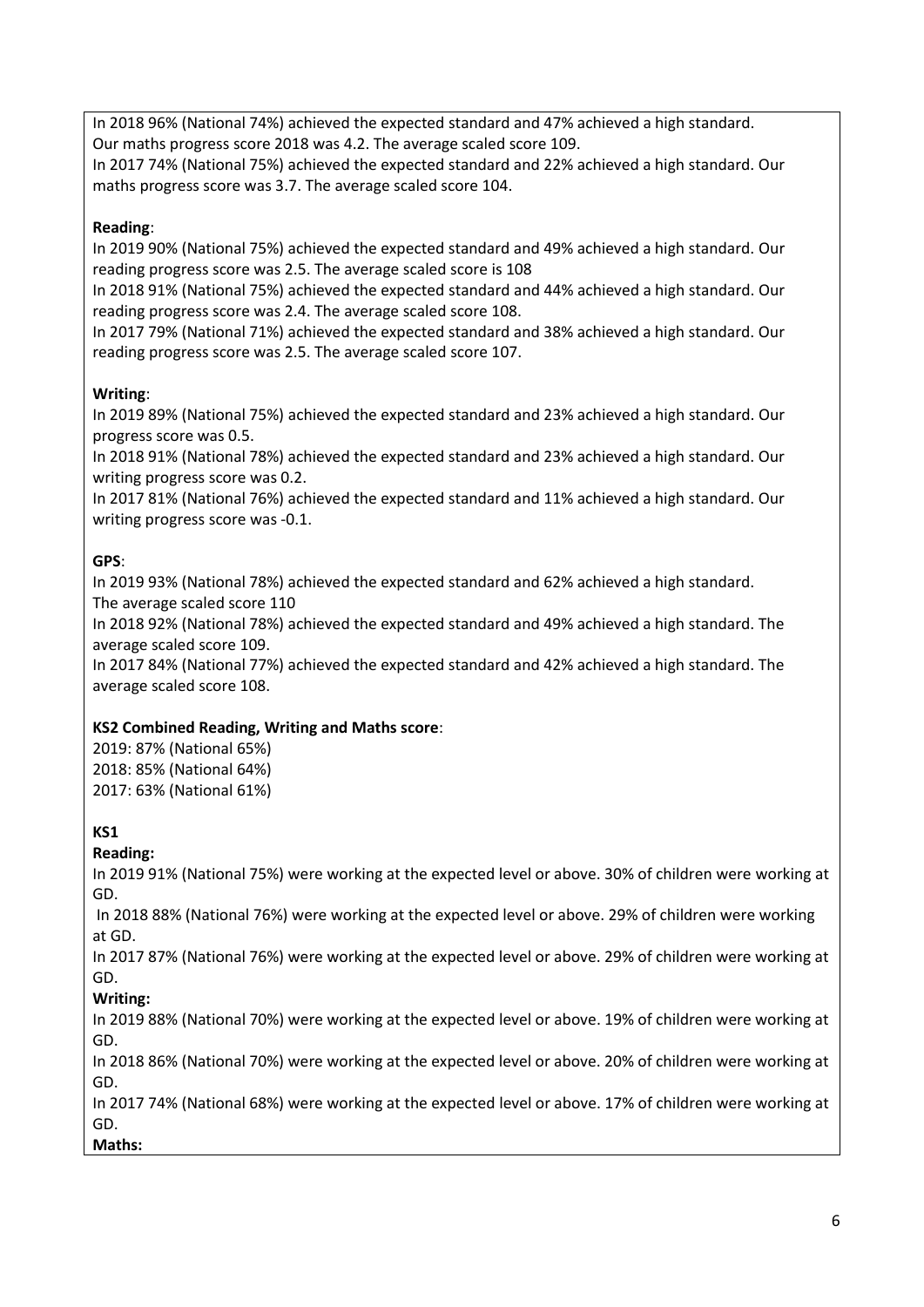In 2018 96% (National 74%) achieved the expected standard and 47% achieved a high standard. Our maths progress score 2018 was 4.2. The average scaled score 109.

In 2017 74% (National 75%) achieved the expected standard and 22% achieved a high standard. Our maths progress score was 3.7. The average scaled score 104.

**Reading**:

In 2019 90% (National 75%) achieved the expected standard and 49% achieved a high standard. Our reading progress score was 2.5. The average scaled score is 108

In 2018 91% (National 75%) achieved the expected standard and 44% achieved a high standard. Our reading progress score was 2.4. The average scaled score 108.

In 2017 79% (National 71%) achieved the expected standard and 38% achieved a high standard. Our reading progress score was 2.5. The average scaled score 107.

**Writing**:

In 2019 89% (National 75%) achieved the expected standard and 23% achieved a high standard. Our progress score was 0.5.

In 2018 91% (National 78%) achieved the expected standard and 23% achieved a high standard. Our writing progress score was 0.2.

In 2017 81% (National 76%) achieved the expected standard and 11% achieved a high standard. Our writing progress score was -0.1.

**GPS**:

In 2019 93% (National 78%) achieved the expected standard and 62% achieved a high standard. The average scaled score 110

In 2018 92% (National 78%) achieved the expected standard and 49% achieved a high standard. The average scaled score 109.

In 2017 84% (National 77%) achieved the expected standard and 42% achieved a high standard. The average scaled score 108.

**KS2 Combined Reading, Writing and Maths score**:

2019: 87% (National 65%)
2018: 85% (National 64%)
2017: 63% (National 61%)

**KS1**

**Reading:**

In 2019 91% (National 75%) were working at the expected level or above. 30% of children were working at GD.

In 2018 88% (National 76%) were working at the expected level or above. 29% of children were working at GD.

In 2017 87% (National 76%) were working at the expected level or above. 29% of children were working at GD.

**Writing:**

In 2019 88% (National 70%) were working at the expected level or above. 19% of children were working at GD.

In 2018 86% (National 70%) were working at the expected level or above. 20% of children were working at GD.

In 2017 74% (National 68%) were working at the expected level or above. 17% of children were working at GD.

**Maths:**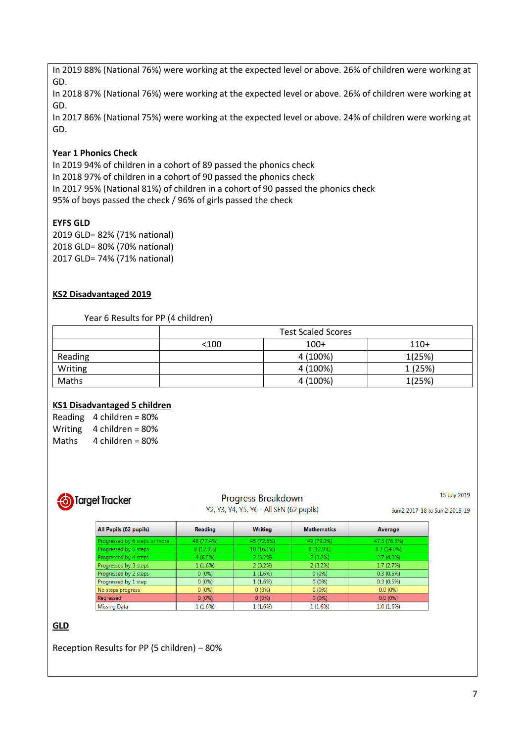In 2019 88% (National 76%) were working at the expected level or above. 26% of children were working at GD.
In 2018 87% (National 76%) were working at the expected level or above. 26% of children were working at GD.
In 2017 86% (National 75%) were working at the expected level or above. 24% of children were working at GD.

**Year 1 Phonics Check**
In 2019 94% of children in a cohort of 89 passed the phonics check
In 2018 97% of children in a cohort of 90 passed the phonics check
In 2017 95% (National 81%) of children in a cohort of 90 passed the phonics check
95% of boys passed the check / 96% of girls passed the check

**EYFS GLD**
2019 GLD= 82% (71% national)
2018 GLD= 80% (70% national)
2017 GLD= 74% (71% national)

**KS2 Disadvantaged 2019**

Year 6 Results for PP (4 children)

| | Test Scaled Scores | | |
|---|---|---|---|
| | <100 | 100+ | 110+ |
| Reading | | 4 (100%) | 1(25%) |
| Writing | | 4 (100%) | 1 (25%) |
| Maths | | 4 (100%) | 1(25%) |

**KS1 Disadvantaged 5 children**
Reading 4 children = 80%
Writing 4 children = 80%
Maths 4 children = 80%

Target Tracker

Progress Breakdown
Y2, Y3, Y4, Y5, Y6 - All SEN (62 pupils)

15 July 2019
Sum2 2017-18 to Sum2 2018-19

| All Pupils (62 pupils) | Reading | Writing | Mathematics | Average |
|---|---|---|---|---|
| Progressed by 6 steps or more | 48 (77.4%) | 45 (72.6%) | 49 (79.0%) | 47.3 (76.3%) |
| Progressed by 5 steps | 8 (12.9%) | 10 (16.1%) | 8 (12.9%) | 8.7 (14.0%) |
| Progressed by 4 steps | 4 (6.5%) | 2 (3.2%) | 2 (3.2%) | 2.7 (4.3%) |
| Progressed by 3 steps | 1 (1.6%) | 2 (3.2%) | 2 (3.2%) | 1.7 (2.7%) |
| Progressed by 2 steps | 0 (0%) | 1 (1.6%) | 0 (0%) | 0.3 (0.5%) |
| Progressed by 1 step | 0 (0%) | 1 (1.6%) | 0 (0%) | 0.3 (0.5%) |
| No steps progress | 0 (0%) | 0 (0%) | 0 (0%) | 0.0 (0%) |
| Regressed | 0 (0%) | 0 (0%) | 0 (0%) | 0.0 (0%) |
| Missing Data | 1 (1.6%) | 1 (1.6%) | 1 (1.6%) | 1.0 (1.6%) |

**GLD**

Reception Results for PP (5 children) – 80%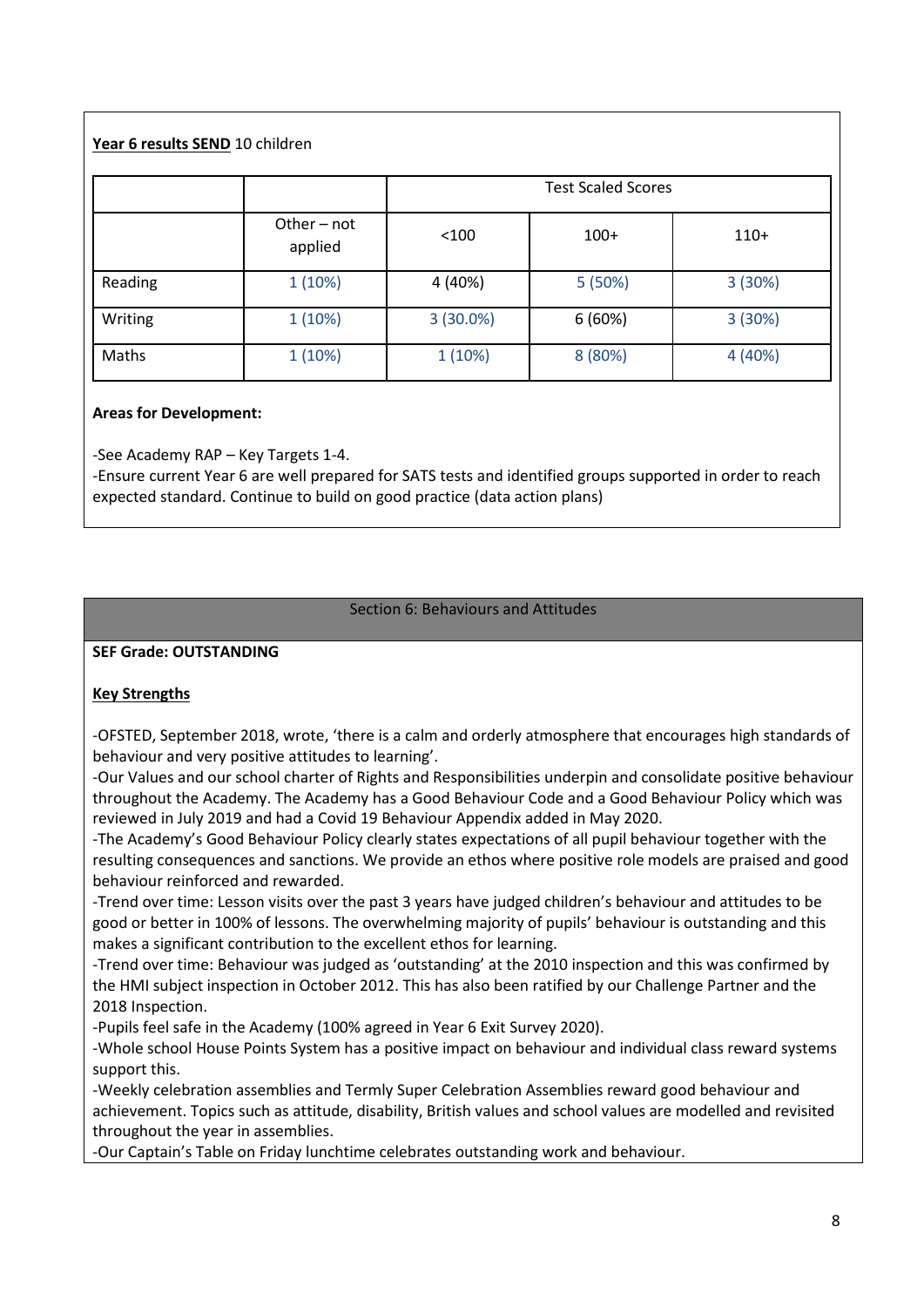**<u>Year 6 results SEND</u>** 10 children

| | | Test Scaled Scores | | |
|---|---|---|---|---|
| | Other – not applied | <100 | 100+ | 110+ |
| Reading | 1 (10%) | 4 (40%) | 5 (50%) | 3 (30%) |
| Writing | 1 (10%) | 3 (30.0%) | 6 (60%) | 3 (30%) |
| Maths | 1 (10%) | 1 (10%) | 8 (80%) | 4 (40%) |

**Areas for Development:**

-See Academy RAP – Key Targets 1-4.
-Ensure current Year 6 are well prepared for SATS tests and identified groups supported in order to reach expected standard. Continue to build on good practice (data action plans)

## Section 6: Behaviours and Attitudes

**SEF Grade: OUTSTANDING**

**<u>Key Strengths</u>**

-OFSTED, September 2018, wrote, 'there is a calm and orderly atmosphere that encourages high standards of behaviour and very positive attitudes to learning'.
-Our Values and our school charter of Rights and Responsibilities underpin and consolidate positive behaviour throughout the Academy. The Academy has a Good Behaviour Code and a Good Behaviour Policy which was reviewed in July 2019 and had a Covid 19 Behaviour Appendix added in May 2020.
-The Academy's Good Behaviour Policy clearly states expectations of all pupil behaviour together with the resulting consequences and sanctions. We provide an ethos where positive role models are praised and good behaviour reinforced and rewarded.
-Trend over time: Lesson visits over the past 3 years have judged children's behaviour and attitudes to be good or better in 100% of lessons. The overwhelming majority of pupils' behaviour is outstanding and this makes a significant contribution to the excellent ethos for learning.
-Trend over time: Behaviour was judged as 'outstanding' at the 2010 inspection and this was confirmed by the HMI subject inspection in October 2012. This has also been ratified by our Challenge Partner and the 2018 Inspection.
-Pupils feel safe in the Academy (100% agreed in Year 6 Exit Survey 2020).
-Whole school House Points System has a positive impact on behaviour and individual class reward systems support this.
-Weekly celebration assemblies and Termly Super Celebration Assemblies reward good behaviour and achievement. Topics such as attitude, disability, British values and school values are modelled and revisited throughout the year in assemblies.
-Our Captain's Table on Friday lunchtime celebrates outstanding work and behaviour.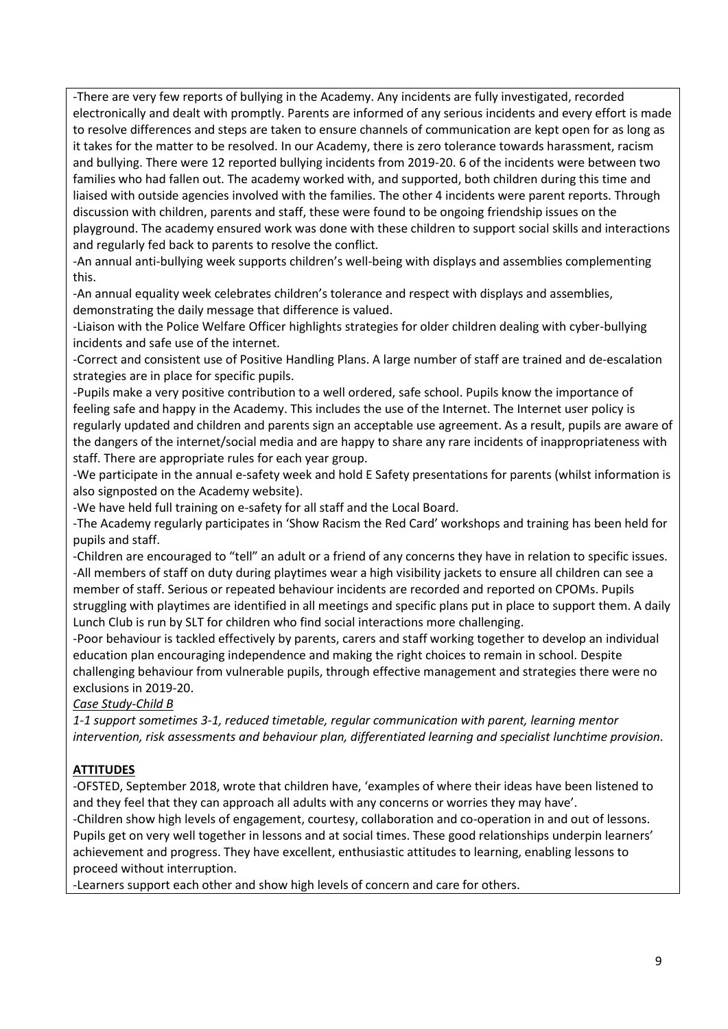-There are very few reports of bullying in the Academy. Any incidents are fully investigated, recorded electronically and dealt with promptly. Parents are informed of any serious incidents and every effort is made to resolve differences and steps are taken to ensure channels of communication are kept open for as long as it takes for the matter to be resolved. In our Academy, there is zero tolerance towards harassment, racism and bullying. There were 12 reported bullying incidents from 2019-20. 6 of the incidents were between two families who had fallen out. The academy worked with, and supported, both children during this time and liaised with outside agencies involved with the families. The other 4 incidents were parent reports. Through discussion with children, parents and staff, these were found to be ongoing friendship issues on the playground. The academy ensured work was done with these children to support social skills and interactions and regularly fed back to parents to resolve the conflict.

-An annual anti-bullying week supports children's well-being with displays and assemblies complementing this.

-An annual equality week celebrates children's tolerance and respect with displays and assemblies, demonstrating the daily message that difference is valued.

-Liaison with the Police Welfare Officer highlights strategies for older children dealing with cyber-bullying incidents and safe use of the internet.

-Correct and consistent use of Positive Handling Plans. A large number of staff are trained and de-escalation strategies are in place for specific pupils.

-Pupils make a very positive contribution to a well ordered, safe school. Pupils know the importance of feeling safe and happy in the Academy. This includes the use of the Internet. The Internet user policy is regularly updated and children and parents sign an acceptable use agreement. As a result, pupils are aware of the dangers of the internet/social media and are happy to share any rare incidents of inappropriateness with staff. There are appropriate rules for each year group.

-We participate in the annual e-safety week and hold E Safety presentations for parents (whilst information is also signposted on the Academy website).

-We have held full training on e-safety for all staff and the Local Board.

-The Academy regularly participates in 'Show Racism the Red Card' workshops and training has been held for pupils and staff.

-Children are encouraged to "tell" an adult or a friend of any concerns they have in relation to specific issues.

-All members of staff on duty during playtimes wear a high visibility jackets to ensure all children can see a member of staff. Serious or repeated behaviour incidents are recorded and reported on CPOMs. Pupils struggling with playtimes are identified in all meetings and specific plans put in place to support them. A daily Lunch Club is run by SLT for children who find social interactions more challenging.

-Poor behaviour is tackled effectively by parents, carers and staff working together to develop an individual education plan encouraging independence and making the right choices to remain in school. Despite challenging behaviour from vulnerable pupils, through effective management and strategies there were no exclusions in 2019-20.

*Case Study-Child B*

*1-1 support sometimes 3-1, reduced timetable, regular communication with parent, learning mentor intervention, risk assessments and behaviour plan, differentiated learning and specialist lunchtime provision.*

**ATTITUDES**

-OFSTED, September 2018, wrote that children have, 'examples of where their ideas have been listened to and they feel that they can approach all adults with any concerns or worries they may have'.

-Children show high levels of engagement, courtesy, collaboration and co-operation in and out of lessons. Pupils get on very well together in lessons and at social times. These good relationships underpin learners' achievement and progress. They have excellent, enthusiastic attitudes to learning, enabling lessons to proceed without interruption.

-Learners support each other and show high levels of concern and care for others.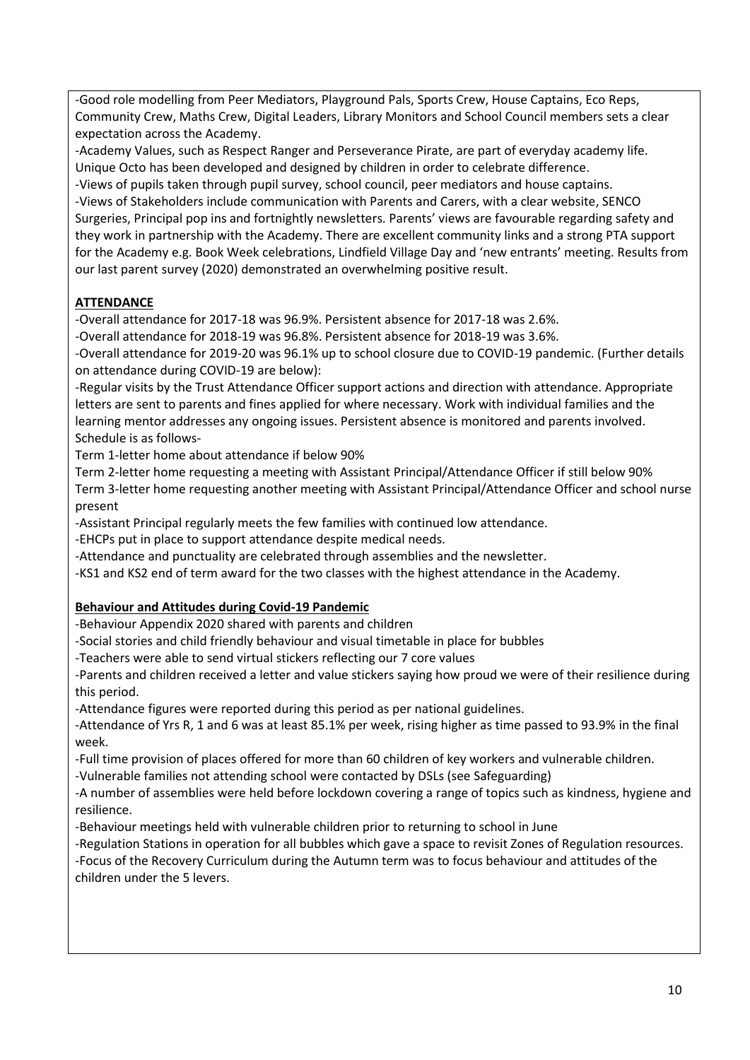-Good role modelling from Peer Mediators, Playground Pals, Sports Crew, House Captains, Eco Reps, Community Crew, Maths Crew, Digital Leaders, Library Monitors and School Council members sets a clear expectation across the Academy.
-Academy Values, such as Respect Ranger and Perseverance Pirate, are part of everyday academy life. Unique Octo has been developed and designed by children in order to celebrate difference.
-Views of pupils taken through pupil survey, school council, peer mediators and house captains.
-Views of Stakeholders include communication with Parents and Carers, with a clear website, SENCO Surgeries, Principal pop ins and fortnightly newsletters. Parents' views are favourable regarding safety and they work in partnership with the Academy. There are excellent community links and a strong PTA support for the Academy e.g. Book Week celebrations, Lindfield Village Day and 'new entrants' meeting. Results from our last parent survey (2020) demonstrated an overwhelming positive result.

**ATTENDANCE**

-Overall attendance for 2017-18 was 96.9%. Persistent absence for 2017-18 was 2.6%.
-Overall attendance for 2018-19 was 96.8%. Persistent absence for 2018-19 was 3.6%.
-Overall attendance for 2019-20 was 96.1% up to school closure due to COVID-19 pandemic. (Further details on attendance during COVID-19 are below):
-Regular visits by the Trust Attendance Officer support actions and direction with attendance. Appropriate letters are sent to parents and fines applied for where necessary. Work with individual families and the learning mentor addresses any ongoing issues. Persistent absence is monitored and parents involved. Schedule is as follows-
Term 1-letter home about attendance if below 90%
Term 2-letter home requesting a meeting with Assistant Principal/Attendance Officer if still below 90%
Term 3-letter home requesting another meeting with Assistant Principal/Attendance Officer and school nurse present
-Assistant Principal regularly meets the few families with continued low attendance.
-EHCPs put in place to support attendance despite medical needs.
-Attendance and punctuality are celebrated through assemblies and the newsletter.
-KS1 and KS2 end of term award for the two classes with the highest attendance in the Academy.

**Behaviour and Attitudes during Covid-19 Pandemic**

-Behaviour Appendix 2020 shared with parents and children
-Social stories and child friendly behaviour and visual timetable in place for bubbles
-Teachers were able to send virtual stickers reflecting our 7 core values
-Parents and children received a letter and value stickers saying how proud we were of their resilience during this period.
-Attendance figures were reported during this period as per national guidelines.
-Attendance of Yrs R, 1 and 6 was at least 85.1% per week, rising higher as time passed to 93.9% in the final week.
-Full time provision of places offered for more than 60 children of key workers and vulnerable children.
-Vulnerable families not attending school were contacted by DSLs (see Safeguarding)
-A number of assemblies were held before lockdown covering a range of topics such as kindness, hygiene and resilience.
-Behaviour meetings held with vulnerable children prior to returning to school in June
-Regulation Stations in operation for all bubbles which gave a space to revisit Zones of Regulation resources.
-Focus of the Recovery Curriculum during the Autumn term was to focus behaviour and attitudes of the children under the 5 levers.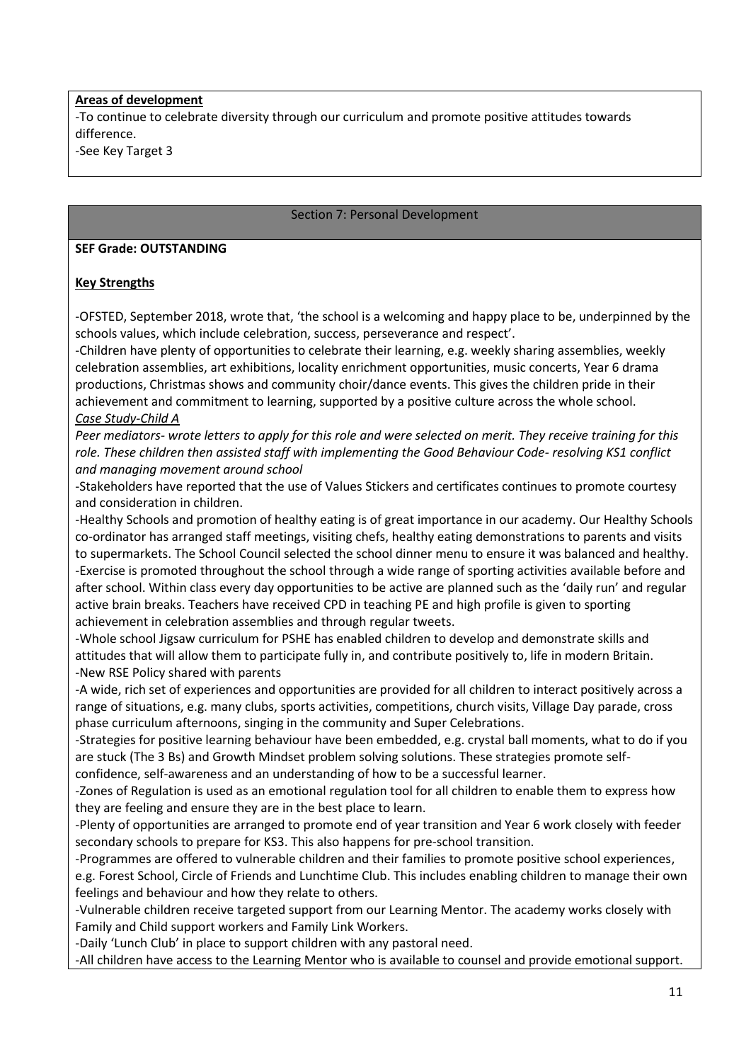**Areas of development**

-To continue to celebrate diversity through our curriculum and promote positive attitudes towards difference.

-See Key Target 3

## Section 7: Personal Development

**SEF Grade: OUTSTANDING**

**Key Strengths**

-OFSTED, September 2018, wrote that, 'the school is a welcoming and happy place to be, underpinned by the schools values, which include celebration, success, perseverance and respect'.

-Children have plenty of opportunities to celebrate their learning, e.g. weekly sharing assemblies, weekly celebration assemblies, art exhibitions, locality enrichment opportunities, music concerts, Year 6 drama productions, Christmas shows and community choir/dance events. This gives the children pride in their achievement and commitment to learning, supported by a positive culture across the whole school.

*Case Study-Child A*

*Peer mediators- wrote letters to apply for this role and were selected on merit. They receive training for this role. These children then assisted staff with implementing the Good Behaviour Code- resolving KS1 conflict and managing movement around school*

-Stakeholders have reported that the use of Values Stickers and certificates continues to promote courtesy and consideration in children.

-Healthy Schools and promotion of healthy eating is of great importance in our academy. Our Healthy Schools co-ordinator has arranged staff meetings, visiting chefs, healthy eating demonstrations to parents and visits to supermarkets. The School Council selected the school dinner menu to ensure it was balanced and healthy.

-Exercise is promoted throughout the school through a wide range of sporting activities available before and after school. Within class every day opportunities to be active are planned such as the 'daily run' and regular active brain breaks. Teachers have received CPD in teaching PE and high profile is given to sporting achievement in celebration assemblies and through regular tweets.

-Whole school Jigsaw curriculum for PSHE has enabled children to develop and demonstrate skills and attitudes that will allow them to participate fully in, and contribute positively to, life in modern Britain.

-New RSE Policy shared with parents

-A wide, rich set of experiences and opportunities are provided for all children to interact positively across a range of situations, e.g. many clubs, sports activities, competitions, church visits, Village Day parade, cross phase curriculum afternoons, singing in the community and Super Celebrations.

-Strategies for positive learning behaviour have been embedded, e.g. crystal ball moments, what to do if you are stuck (The 3 Bs) and Growth Mindset problem solving solutions. These strategies promote self-confidence, self-awareness and an understanding of how to be a successful learner.

-Zones of Regulation is used as an emotional regulation tool for all children to enable them to express how they are feeling and ensure they are in the best place to learn.

-Plenty of opportunities are arranged to promote end of year transition and Year 6 work closely with feeder secondary schools to prepare for KS3. This also happens for pre-school transition.

-Programmes are offered to vulnerable children and their families to promote positive school experiences, e.g. Forest School, Circle of Friends and Lunchtime Club. This includes enabling children to manage their own feelings and behaviour and how they relate to others.

-Vulnerable children receive targeted support from our Learning Mentor. The academy works closely with Family and Child support workers and Family Link Workers.

-Daily 'Lunch Club' in place to support children with any pastoral need.

-All children have access to the Learning Mentor who is available to counsel and provide emotional support.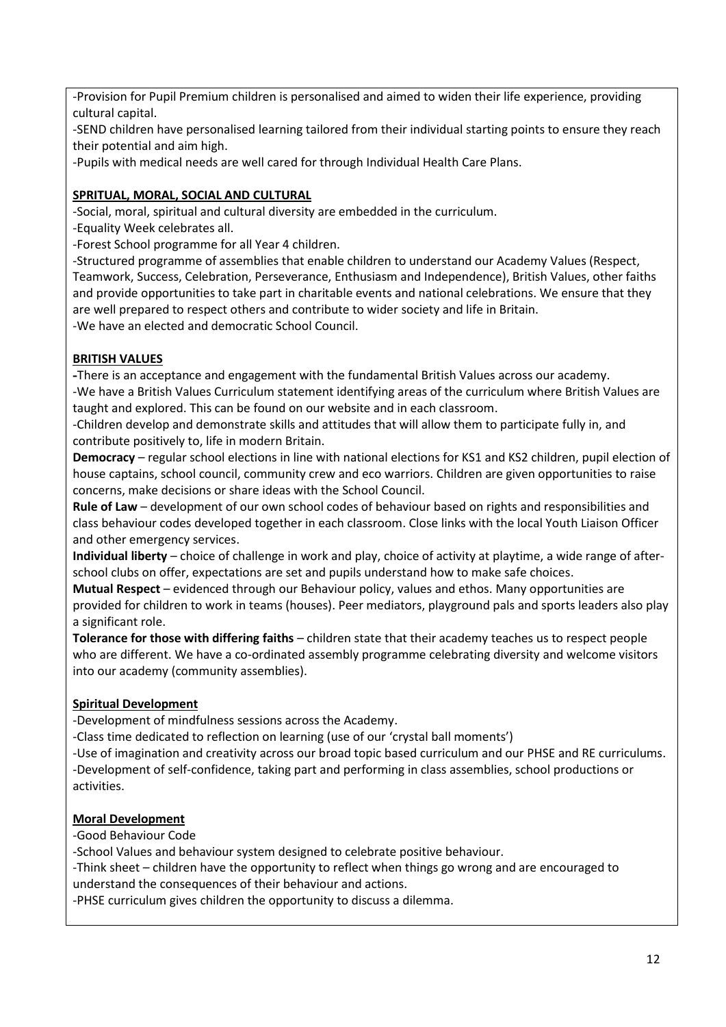-Provision for Pupil Premium children is personalised and aimed to widen their life experience, providing cultural capital.

-SEND children have personalised learning tailored from their individual starting points to ensure they reach their potential and aim high.

-Pupils with medical needs are well cared for through Individual Health Care Plans.

**SPRITUAL, MORAL, SOCIAL AND CULTURAL**

-Social, moral, spiritual and cultural diversity are embedded in the curriculum.

-Equality Week celebrates all.

-Forest School programme for all Year 4 children.

-Structured programme of assemblies that enable children to understand our Academy Values (Respect, Teamwork, Success, Celebration, Perseverance, Enthusiasm and Independence), British Values, other faiths and provide opportunities to take part in charitable events and national celebrations. We ensure that they are well prepared to respect others and contribute to wider society and life in Britain.

-We have an elected and democratic School Council.

**BRITISH VALUES**

-There is an acceptance and engagement with the fundamental British Values across our academy.

-We have a British Values Curriculum statement identifying areas of the curriculum where British Values are taught and explored. This can be found on our website and in each classroom.

-Children develop and demonstrate skills and attitudes that will allow them to participate fully in, and contribute positively to, life in modern Britain.

**Democracy** – regular school elections in line with national elections for KS1 and KS2 children, pupil election of house captains, school council, community crew and eco warriors. Children are given opportunities to raise concerns, make decisions or share ideas with the School Council.

**Rule of Law** – development of our own school codes of behaviour based on rights and responsibilities and class behaviour codes developed together in each classroom. Close links with the local Youth Liaison Officer and other emergency services.

**Individual liberty** – choice of challenge in work and play, choice of activity at playtime, a wide range of after-school clubs on offer, expectations are set and pupils understand how to make safe choices.

**Mutual Respect** – evidenced through our Behaviour policy, values and ethos. Many opportunities are provided for children to work in teams (houses). Peer mediators, playground pals and sports leaders also play a significant role.

**Tolerance for those with differing faiths** – children state that their academy teaches us to respect people who are different. We have a co-ordinated assembly programme celebrating diversity and welcome visitors into our academy (community assemblies).

**Spiritual Development**

-Development of mindfulness sessions across the Academy.

-Class time dedicated to reflection on learning (use of our 'crystal ball moments')

-Use of imagination and creativity across our broad topic based curriculum and our PHSE and RE curriculums.

-Development of self-confidence, taking part and performing in class assemblies, school productions or activities.

**Moral Development**

-Good Behaviour Code

-School Values and behaviour system designed to celebrate positive behaviour.

-Think sheet – children have the opportunity to reflect when things go wrong and are encouraged to understand the consequences of their behaviour and actions.

-PHSE curriculum gives children the opportunity to discuss a dilemma.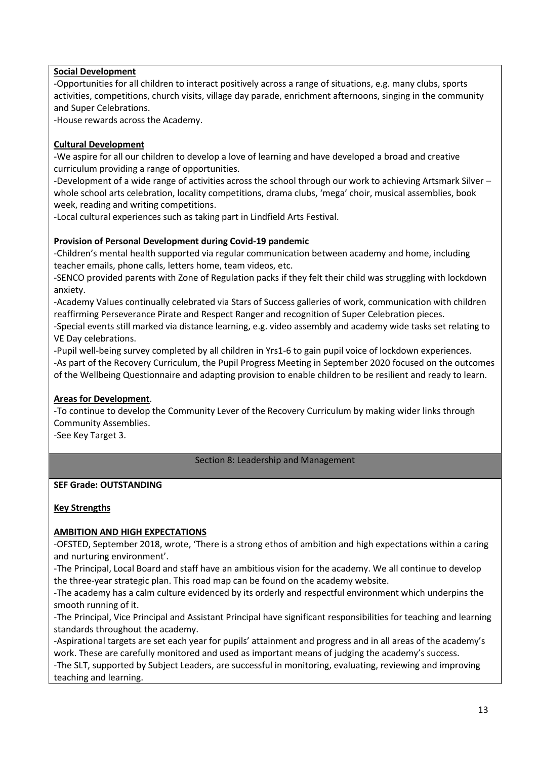**Social Development**

-Opportunities for all children to interact positively across a range of situations, e.g. many clubs, sports activities, competitions, church visits, village day parade, enrichment afternoons, singing in the community and Super Celebrations.

-House rewards across the Academy.

**Cultural Development**

-We aspire for all our children to develop a love of learning and have developed a broad and creative curriculum providing a range of opportunities.

-Development of a wide range of activities across the school through our work to achieving Artsmark Silver – whole school arts celebration, locality competitions, drama clubs, 'mega' choir, musical assemblies, book week, reading and writing competitions.

-Local cultural experiences such as taking part in Lindfield Arts Festival.

**Provision of Personal Development during Covid-19 pandemic**

-Children's mental health supported via regular communication between academy and home, including teacher emails, phone calls, letters home, team videos, etc.

-SENCO provided parents with Zone of Regulation packs if they felt their child was struggling with lockdown anxiety.

-Academy Values continually celebrated via Stars of Success galleries of work, communication with children reaffirming Perseverance Pirate and Respect Ranger and recognition of Super Celebration pieces.

-Special events still marked via distance learning, e.g. video assembly and academy wide tasks set relating to VE Day celebrations.

-Pupil well-being survey completed by all children in Yrs1-6 to gain pupil voice of lockdown experiences.

-As part of the Recovery Curriculum, the Pupil Progress Meeting in September 2020 focused on the outcomes of the Wellbeing Questionnaire and adapting provision to enable children to be resilient and ready to learn.

**Areas for Development**.

-To continue to develop the Community Lever of the Recovery Curriculum by making wider links through Community Assemblies.

-See Key Target 3.

## Section 8: Leadership and Management

**SEF Grade: OUTSTANDING**

**Key Strengths**

**AMBITION AND HIGH EXPECTATIONS**

-OFSTED, September 2018, wrote, 'There is a strong ethos of ambition and high expectations within a caring and nurturing environment'.

-The Principal, Local Board and staff have an ambitious vision for the academy. We all continue to develop the three-year strategic plan. This road map can be found on the academy website.

-The academy has a calm culture evidenced by its orderly and respectful environment which underpins the smooth running of it.

-The Principal, Vice Principal and Assistant Principal have significant responsibilities for teaching and learning standards throughout the academy.

-Aspirational targets are set each year for pupils' attainment and progress and in all areas of the academy's work. These are carefully monitored and used as important means of judging the academy's success.

-The SLT, supported by Subject Leaders, are successful in monitoring, evaluating, reviewing and improving teaching and learning.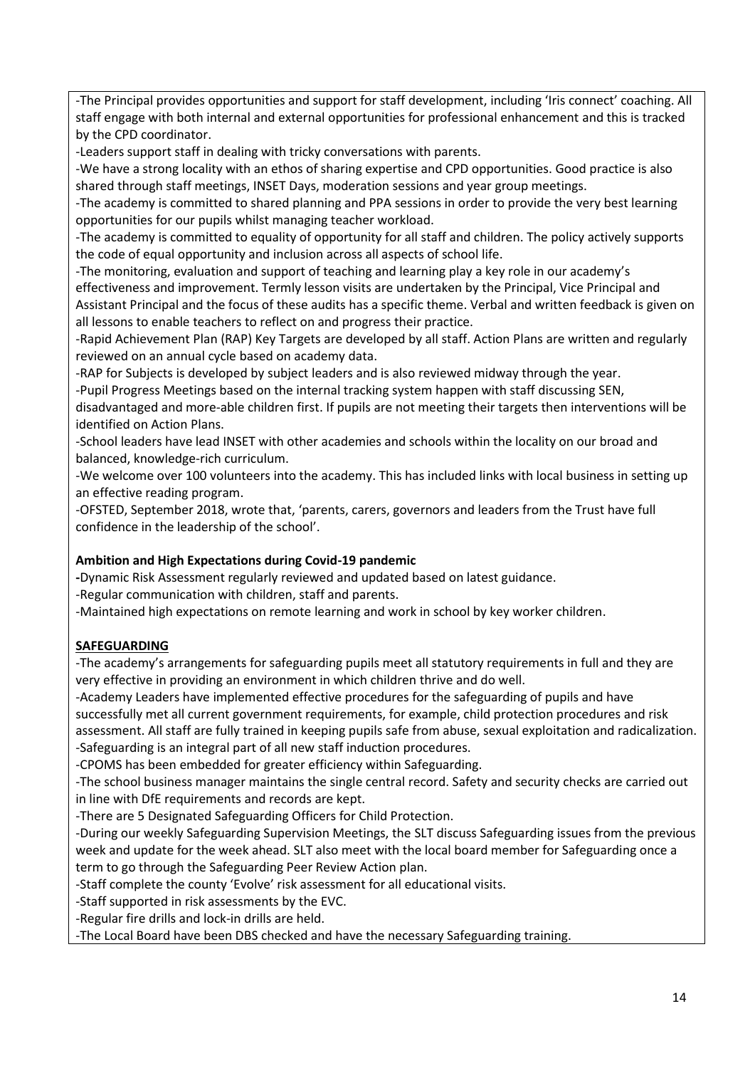-The Principal provides opportunities and support for staff development, including 'Iris connect' coaching. All staff engage with both internal and external opportunities for professional enhancement and this is tracked by the CPD coordinator.

-Leaders support staff in dealing with tricky conversations with parents.

-We have a strong locality with an ethos of sharing expertise and CPD opportunities. Good practice is also shared through staff meetings, INSET Days, moderation sessions and year group meetings.

-The academy is committed to shared planning and PPA sessions in order to provide the very best learning opportunities for our pupils whilst managing teacher workload.

-The academy is committed to equality of opportunity for all staff and children. The policy actively supports the code of equal opportunity and inclusion across all aspects of school life.

-The monitoring, evaluation and support of teaching and learning play a key role in our academy's effectiveness and improvement. Termly lesson visits are undertaken by the Principal, Vice Principal and Assistant Principal and the focus of these audits has a specific theme. Verbal and written feedback is given on all lessons to enable teachers to reflect on and progress their practice.

-Rapid Achievement Plan (RAP) Key Targets are developed by all staff. Action Plans are written and regularly reviewed on an annual cycle based on academy data.

-RAP for Subjects is developed by subject leaders and is also reviewed midway through the year.

-Pupil Progress Meetings based on the internal tracking system happen with staff discussing SEN, disadvantaged and more-able children first. If pupils are not meeting their targets then interventions will be identified on Action Plans.

-School leaders have lead INSET with other academies and schools within the locality on our broad and balanced, knowledge-rich curriculum.

-We welcome over 100 volunteers into the academy. This has included links with local business in setting up an effective reading program.

-OFSTED, September 2018, wrote that, 'parents, carers, governors and leaders from the Trust have full confidence in the leadership of the school'.

**Ambition and High Expectations during Covid-19 pandemic**

-Dynamic Risk Assessment regularly reviewed and updated based on latest guidance.

-Regular communication with children, staff and parents.

-Maintained high expectations on remote learning and work in school by key worker children.

**SAFEGUARDING**

-The academy's arrangements for safeguarding pupils meet all statutory requirements in full and they are very effective in providing an environment in which children thrive and do well.

-Academy Leaders have implemented effective procedures for the safeguarding of pupils and have successfully met all current government requirements, for example, child protection procedures and risk assessment. All staff are fully trained in keeping pupils safe from abuse, sexual exploitation and radicalization.

-Safeguarding is an integral part of all new staff induction procedures.

-CPOMS has been embedded for greater efficiency within Safeguarding.

-The school business manager maintains the single central record. Safety and security checks are carried out in line with DfE requirements and records are kept.

-There are 5 Designated Safeguarding Officers for Child Protection.

-During our weekly Safeguarding Supervision Meetings, the SLT discuss Safeguarding issues from the previous week and update for the week ahead. SLT also meet with the local board member for Safeguarding once a term to go through the Safeguarding Peer Review Action plan.

-Staff complete the county 'Evolve' risk assessment for all educational visits.

-Staff supported in risk assessments by the EVC.

-Regular fire drills and lock-in drills are held.

-The Local Board have been DBS checked and have the necessary Safeguarding training.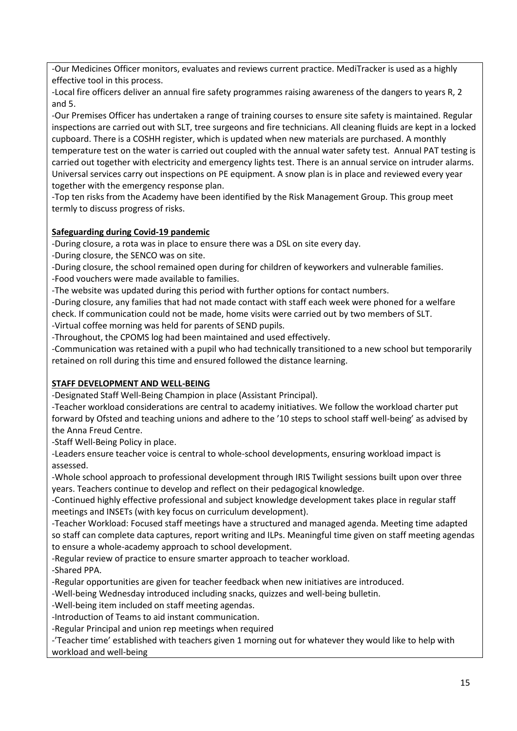-Our Medicines Officer monitors, evaluates and reviews current practice. MediTracker is used as a highly effective tool in this process.

-Local fire officers deliver an annual fire safety programmes raising awareness of the dangers to years R, 2 and 5.

-Our Premises Officer has undertaken a range of training courses to ensure site safety is maintained. Regular inspections are carried out with SLT, tree surgeons and fire technicians. All cleaning fluids are kept in a locked cupboard. There is a COSHH register, which is updated when new materials are purchased. A monthly temperature test on the water is carried out coupled with the annual water safety test. Annual PAT testing is carried out together with electricity and emergency lights test. There is an annual service on intruder alarms. Universal services carry out inspections on PE equipment. A snow plan is in place and reviewed every year together with the emergency response plan.

-Top ten risks from the Academy have been identified by the Risk Management Group. This group meet termly to discuss progress of risks.

**Safeguarding during Covid-19 pandemic**

-During closure, a rota was in place to ensure there was a DSL on site every day.

-During closure, the SENCO was on site.

-During closure, the school remained open during for children of keyworkers and vulnerable families.

-Food vouchers were made available to families.

-The website was updated during this period with further options for contact numbers.

-During closure, any families that had not made contact with staff each week were phoned for a welfare check. If communication could not be made, home visits were carried out by two members of SLT.

-Virtual coffee morning was held for parents of SEND pupils.

-Throughout, the CPOMS log had been maintained and used effectively.

-Communication was retained with a pupil who had technically transitioned to a new school but temporarily retained on roll during this time and ensured followed the distance learning.

**STAFF DEVELOPMENT AND WELL-BEING**

-Designated Staff Well-Being Champion in place (Assistant Principal).

-Teacher workload considerations are central to academy initiatives. We follow the workload charter put forward by Ofsted and teaching unions and adhere to the '10 steps to school staff well-being' as advised by the Anna Freud Centre.

-Staff Well-Being Policy in place.

-Leaders ensure teacher voice is central to whole-school developments, ensuring workload impact is assessed.

-Whole school approach to professional development through IRIS Twilight sessions built upon over three years. Teachers continue to develop and reflect on their pedagogical knowledge.

-Continued highly effective professional and subject knowledge development takes place in regular staff meetings and INSETs (with key focus on curriculum development).

-Teacher Workload: Focused staff meetings have a structured and managed agenda. Meeting time adapted so staff can complete data captures, report writing and ILPs. Meaningful time given on staff meeting agendas to ensure a whole-academy approach to school development.

-Regular review of practice to ensure smarter approach to teacher workload.

-Shared PPA.

-Regular opportunities are given for teacher feedback when new initiatives are introduced.

-Well-being Wednesday introduced including snacks, quizzes and well-being bulletin.

-Well-being item included on staff meeting agendas.

-Introduction of Teams to aid instant communication.

-Regular Principal and union rep meetings when required

-'Teacher time' established with teachers given 1 morning out for whatever they would like to help with workload and well-being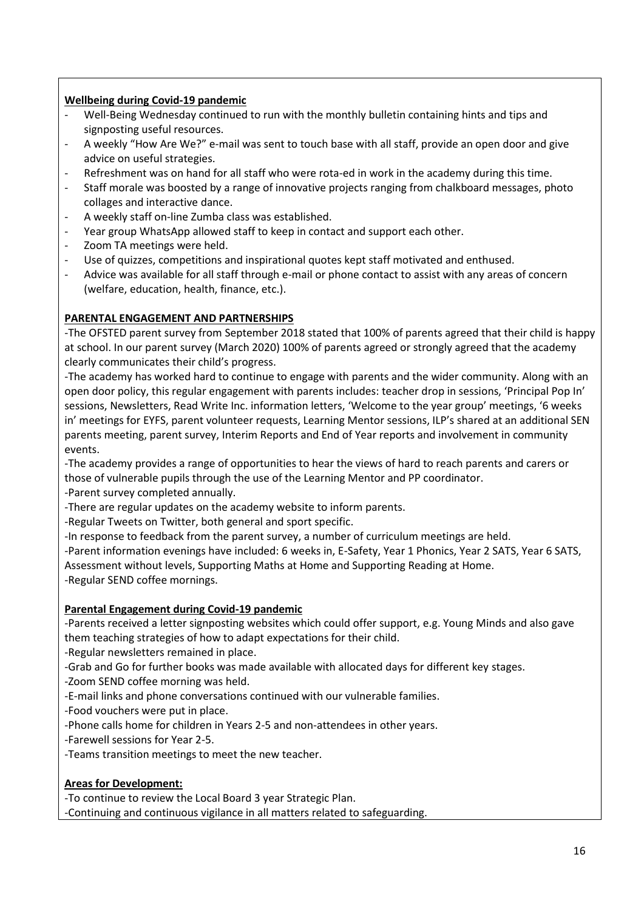**Wellbeing during Covid-19 pandemic**

- Well-Being Wednesday continued to run with the monthly bulletin containing hints and tips and signposting useful resources.
- A weekly "How Are We?" e-mail was sent to touch base with all staff, provide an open door and give advice on useful strategies.
- Refreshment was on hand for all staff who were rota-ed in work in the academy during this time.
- Staff morale was boosted by a range of innovative projects ranging from chalkboard messages, photo collages and interactive dance.
- A weekly staff on-line Zumba class was established.
- Year group WhatsApp allowed staff to keep in contact and support each other.
- Zoom TA meetings were held.
- Use of quizzes, competitions and inspirational quotes kept staff motivated and enthused.
- Advice was available for all staff through e-mail or phone contact to assist with any areas of concern (welfare, education, health, finance, etc.).

**PARENTAL ENGAGEMENT AND PARTNERSHIPS**

-The OFSTED parent survey from September 2018 stated that 100% of parents agreed that their child is happy at school. In our parent survey (March 2020) 100% of parents agreed or strongly agreed that the academy clearly communicates their child's progress.

-The academy has worked hard to continue to engage with parents and the wider community. Along with an open door policy, this regular engagement with parents includes: teacher drop in sessions, 'Principal Pop In' sessions, Newsletters, Read Write Inc. information letters, 'Welcome to the year group' meetings, '6 weeks in' meetings for EYFS, parent volunteer requests, Learning Mentor sessions, ILP's shared at an additional SEN parents meeting, parent survey, Interim Reports and End of Year reports and involvement in community events.

-The academy provides a range of opportunities to hear the views of hard to reach parents and carers or those of vulnerable pupils through the use of the Learning Mentor and PP coordinator.

-Parent survey completed annually.

-There are regular updates on the academy website to inform parents.

-Regular Tweets on Twitter, both general and sport specific.

-In response to feedback from the parent survey, a number of curriculum meetings are held.

-Parent information evenings have included: 6 weeks in, E-Safety, Year 1 Phonics, Year 2 SATS, Year 6 SATS, Assessment without levels, Supporting Maths at Home and Supporting Reading at Home.

-Regular SEND coffee mornings.

**Parental Engagement during Covid-19 pandemic**

-Parents received a letter signposting websites which could offer support, e.g. Young Minds and also gave them teaching strategies of how to adapt expectations for their child.

-Regular newsletters remained in place.

-Grab and Go for further books was made available with allocated days for different key stages.

-Zoom SEND coffee morning was held.

-E-mail links and phone conversations continued with our vulnerable families.

-Food vouchers were put in place.

-Phone calls home for children in Years 2-5 and non-attendees in other years.

-Farewell sessions for Year 2-5.

-Teams transition meetings to meet the new teacher.

**Areas for Development:**

-To continue to review the Local Board 3 year Strategic Plan.

-Continuing and continuous vigilance in all matters related to safeguarding.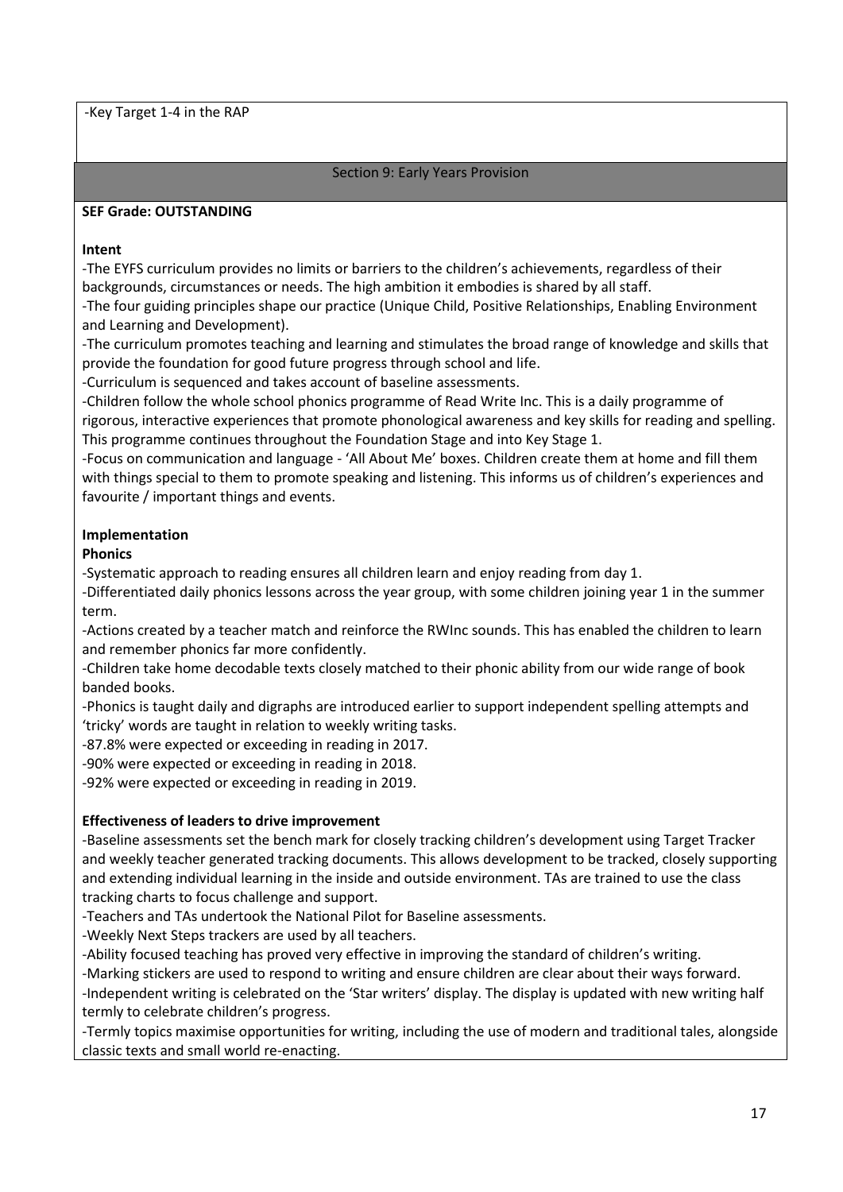-Key Target 1-4 in the RAP

## Section 9: Early Years Provision

**SEF Grade: OUTSTANDING**

**Intent**

-The EYFS curriculum provides no limits or barriers to the children's achievements, regardless of their backgrounds, circumstances or needs. The high ambition it embodies is shared by all staff.

-The four guiding principles shape our practice (Unique Child, Positive Relationships, Enabling Environment and Learning and Development).

-The curriculum promotes teaching and learning and stimulates the broad range of knowledge and skills that provide the foundation for good future progress through school and life.

-Curriculum is sequenced and takes account of baseline assessments.

-Children follow the whole school phonics programme of Read Write Inc. This is a daily programme of rigorous, interactive experiences that promote phonological awareness and key skills for reading and spelling. This programme continues throughout the Foundation Stage and into Key Stage 1.

-Focus on communication and language - 'All About Me' boxes. Children create them at home and fill them with things special to them to promote speaking and listening. This informs us of children's experiences and favourite / important things and events.

**Implementation**

**Phonics**

-Systematic approach to reading ensures all children learn and enjoy reading from day 1.

-Differentiated daily phonics lessons across the year group, with some children joining year 1 in the summer term.

-Actions created by a teacher match and reinforce the RWInc sounds. This has enabled the children to learn and remember phonics far more confidently.

-Children take home decodable texts closely matched to their phonic ability from our wide range of book banded books.

-Phonics is taught daily and digraphs are introduced earlier to support independent spelling attempts and 'tricky' words are taught in relation to weekly writing tasks.

-87.8% were expected or exceeding in reading in 2017.

-90% were expected or exceeding in reading in 2018.

-92% were expected or exceeding in reading in 2019.

**Effectiveness of leaders to drive improvement**

-Baseline assessments set the bench mark for closely tracking children's development using Target Tracker and weekly teacher generated tracking documents. This allows development to be tracked, closely supporting and extending individual learning in the inside and outside environment. TAs are trained to use the class tracking charts to focus challenge and support.

-Teachers and TAs undertook the National Pilot for Baseline assessments.

-Weekly Next Steps trackers are used by all teachers.

-Ability focused teaching has proved very effective in improving the standard of children's writing.

-Marking stickers are used to respond to writing and ensure children are clear about their ways forward.

-Independent writing is celebrated on the 'Star writers' display. The display is updated with new writing half termly to celebrate children's progress.

-Termly topics maximise opportunities for writing, including the use of modern and traditional tales, alongside classic texts and small world re-enacting.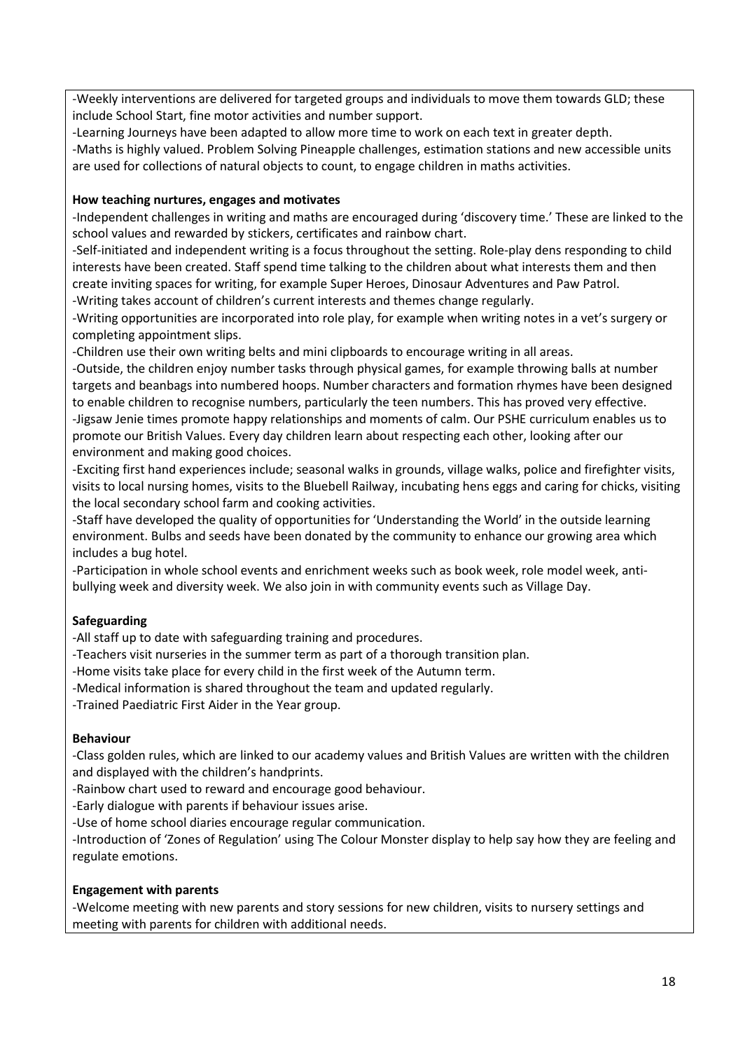-Weekly interventions are delivered for targeted groups and individuals to move them towards GLD; these include School Start, fine motor activities and number support.
-Learning Journeys have been adapted to allow more time to work on each text in greater depth.
-Maths is highly valued. Problem Solving Pineapple challenges, estimation stations and new accessible units are used for collections of natural objects to count, to engage children in maths activities.

**How teaching nurtures, engages and motivates**

-Independent challenges in writing and maths are encouraged during 'discovery time.' These are linked to the school values and rewarded by stickers, certificates and rainbow chart.
-Self-initiated and independent writing is a focus throughout the setting. Role-play dens responding to child interests have been created. Staff spend time talking to the children about what interests them and then create inviting spaces for writing, for example Super Heroes, Dinosaur Adventures and Paw Patrol.
-Writing takes account of children's current interests and themes change regularly.
-Writing opportunities are incorporated into role play, for example when writing notes in a vet's surgery or completing appointment slips.
-Children use their own writing belts and mini clipboards to encourage writing in all areas.
-Outside, the children enjoy number tasks through physical games, for example throwing balls at number targets and beanbags into numbered hoops. Number characters and formation rhymes have been designed to enable children to recognise numbers, particularly the teen numbers. This has proved very effective.
-Jigsaw Jenie times promote happy relationships and moments of calm. Our PSHE curriculum enables us to promote our British Values. Every day children learn about respecting each other, looking after our environment and making good choices.
-Exciting first hand experiences include; seasonal walks in grounds, village walks, police and firefighter visits, visits to local nursing homes, visits to the Bluebell Railway, incubating hens eggs and caring for chicks, visiting the local secondary school farm and cooking activities.
-Staff have developed the quality of opportunities for 'Understanding the World' in the outside learning environment. Bulbs and seeds have been donated by the community to enhance our growing area which includes a bug hotel.
-Participation in whole school events and enrichment weeks such as book week, role model week, anti-bullying week and diversity week. We also join in with community events such as Village Day.

**Safeguarding**

-All staff up to date with safeguarding training and procedures.
-Teachers visit nurseries in the summer term as part of a thorough transition plan.
-Home visits take place for every child in the first week of the Autumn term.
-Medical information is shared throughout the team and updated regularly.
-Trained Paediatric First Aider in the Year group.

**Behaviour**

-Class golden rules, which are linked to our academy values and British Values are written with the children and displayed with the children's handprints.
-Rainbow chart used to reward and encourage good behaviour.
-Early dialogue with parents if behaviour issues arise.
-Use of home school diaries encourage regular communication.
-Introduction of 'Zones of Regulation' using The Colour Monster display to help say how they are feeling and regulate emotions.

**Engagement with parents**

-Welcome meeting with new parents and story sessions for new children, visits to nursery settings and meeting with parents for children with additional needs.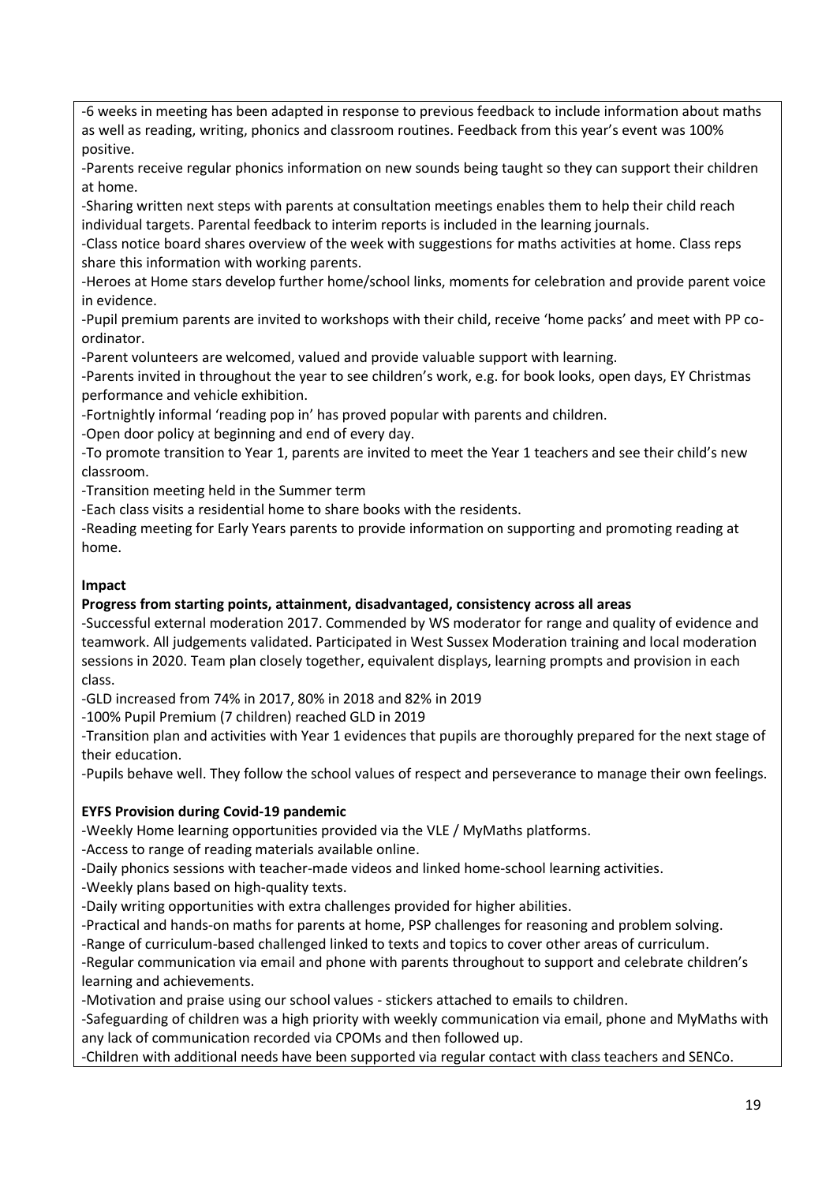-6 weeks in meeting has been adapted in response to previous feedback to include information about maths as well as reading, writing, phonics and classroom routines. Feedback from this year's event was 100% positive.

-Parents receive regular phonics information on new sounds being taught so they can support their children at home.

-Sharing written next steps with parents at consultation meetings enables them to help their child reach individual targets. Parental feedback to interim reports is included in the learning journals.

-Class notice board shares overview of the week with suggestions for maths activities at home. Class reps share this information with working parents.

-Heroes at Home stars develop further home/school links, moments for celebration and provide parent voice in evidence.

-Pupil premium parents are invited to workshops with their child, receive 'home packs' and meet with PP co-ordinator.

-Parent volunteers are welcomed, valued and provide valuable support with learning.

-Parents invited in throughout the year to see children's work, e.g. for book looks, open days, EY Christmas performance and vehicle exhibition.

-Fortnightly informal 'reading pop in' has proved popular with parents and children.

-Open door policy at beginning and end of every day.

-To promote transition to Year 1, parents are invited to meet the Year 1 teachers and see their child's new classroom.

-Transition meeting held in the Summer term

-Each class visits a residential home to share books with the residents.

-Reading meeting for Early Years parents to provide information on supporting and promoting reading at home.

**Impact**

**Progress from starting points, attainment, disadvantaged, consistency across all areas**

-Successful external moderation 2017. Commended by WS moderator for range and quality of evidence and teamwork. All judgements validated. Participated in West Sussex Moderation training and local moderation sessions in 2020. Team plan closely together, equivalent displays, learning prompts and provision in each class.

-GLD increased from 74% in 2017, 80% in 2018 and 82% in 2019

-100% Pupil Premium (7 children) reached GLD in 2019

-Transition plan and activities with Year 1 evidences that pupils are thoroughly prepared for the next stage of their education.

-Pupils behave well. They follow the school values of respect and perseverance to manage their own feelings.

**EYFS Provision during Covid-19 pandemic**

-Weekly Home learning opportunities provided via the VLE / MyMaths platforms.

-Access to range of reading materials available online.

-Daily phonics sessions with teacher-made videos and linked home-school learning activities.

-Weekly plans based on high-quality texts.

-Daily writing opportunities with extra challenges provided for higher abilities.

-Practical and hands-on maths for parents at home, PSP challenges for reasoning and problem solving.

-Range of curriculum-based challenged linked to texts and topics to cover other areas of curriculum.

-Regular communication via email and phone with parents throughout to support and celebrate children's learning and achievements.

-Motivation and praise using our school values - stickers attached to emails to children.

-Safeguarding of children was a high priority with weekly communication via email, phone and MyMaths with any lack of communication recorded via CPOMs and then followed up.

-Children with additional needs have been supported via regular contact with class teachers and SENCo.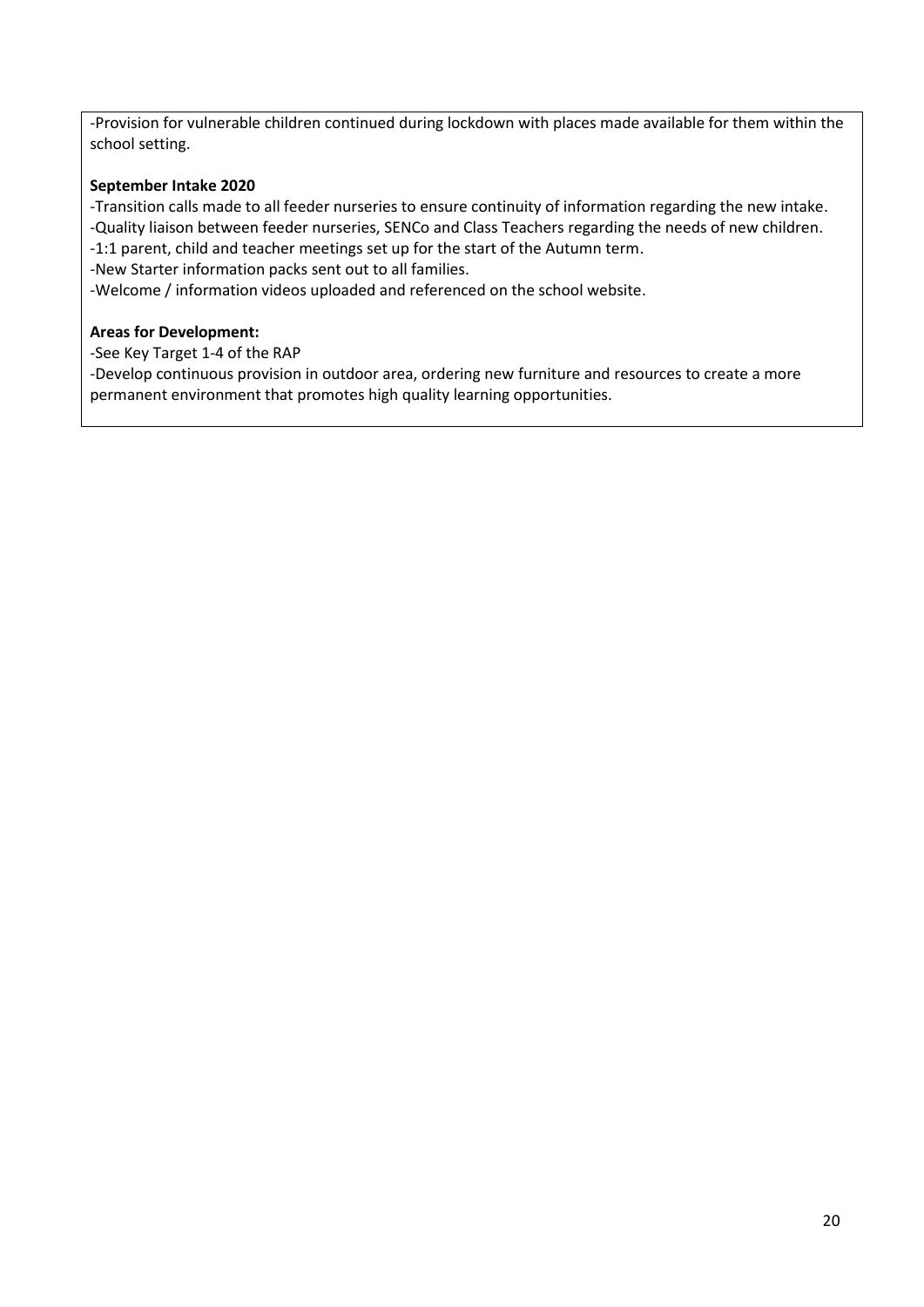-Provision for vulnerable children continued during lockdown with places made available for them within the school setting.

**September Intake 2020**

-Transition calls made to all feeder nurseries to ensure continuity of information regarding the new intake.
-Quality liaison between feeder nurseries, SENCo and Class Teachers regarding the needs of new children.
-1:1 parent, child and teacher meetings set up for the start of the Autumn term.
-New Starter information packs sent out to all families.
-Welcome / information videos uploaded and referenced on the school website.

**Areas for Development:**

-See Key Target 1-4 of the RAP
-Develop continuous provision in outdoor area, ordering new furniture and resources to create a more permanent environment that promotes high quality learning opportunities.